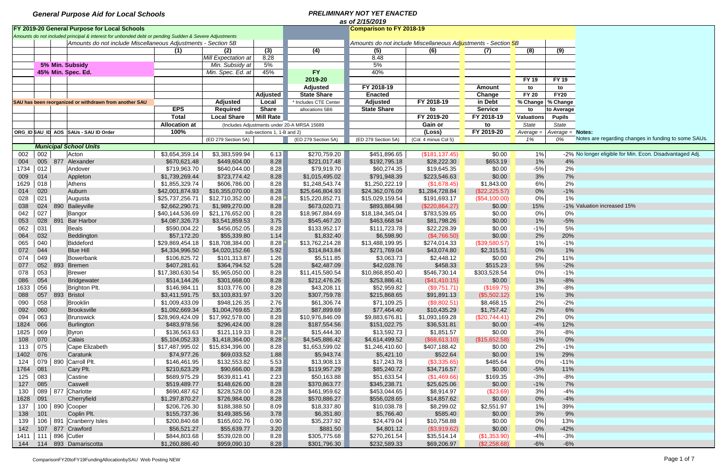**General Purpose Aid for Local Schools**

***PRELIMINARY NOT YET ENACTED***
***as of 2/15/2019***

| ORG_ID | SAU_ID | AOS | SAUs - SAU ID Order | (1) EPS Total Allocation at 100% | (2) Adjusted Required Local Share | (3) Adjusted Local Share Mill Rate | (4) FY 2019-20 Adjusted State Share * Includes CTE Center allocations 5B6 | (5) FY 2018-19 Enacted Adjusted State Share | (6) FY 2018-19 to FY 2019-20 Gain or (Loss) | (7) Amount Change in Debt Service FY 2018-19 to FY 2019-20 | (8) FY 19 to FY 20 % Change to Valuations | (9) FY 19 to FY20 % Change to Average Pupils | Notes: |
|---|---|---|---|---|---|---|---|---|---|---|---|---|---|
| | | | **FY 2019-20 General Purpose for Local Schools** | | | | | **Comparison to FY 2018-19** | | | | | |
| | | | *Amounts do not included principal & interest for unbonded debt or pending Sudden & Severe Adjustments* | | | | | | | | | | |
| | | | *Amounts do not include Miscellaneous Adjustments - Section 5B* | | | | | *Amounts do not include Miscellaneous Adjustments - Section 5B* | | | | | |
| | | | **5% Min. Subsidy** | | *Mill Expectation at* | 8.28 | | 8.48 | | | | | |
| | | | **45% Min. Spec. Ed.** | | *Min. Subsidy at* | 5% | | 5% | | | | | |
| | | | SAU has been reorganized or withdrawn from another SAU | | *Min. Spec. Ed. at* | 45% | | 40% | | | | | |
| | | | | | (Includes Adjustments under 20-A MRSA 15689 sub-sections 1, 1-B and 2) | | | | | | *State Average = 1%* | *State Average = 0%* | Notes are regarding changes in funding to some SAUs. |
| | | | | | (ED 279 Section 5A) | | (ED 279 Section 5A) | (ED 279 Section 5A) | (Col. 4 minus Col 5) | | | | |
| | | | ***Municipal School Units*** | | | | | | | | | | |
| 002 | 002 | | Acton | $3,654,359.14 | $3,383,599.94 | 6.13 | $270,759.20 | $451,896.65 | ($181,137.45) | $0.00 | 1% | -2% | No longer eligible for Min. Econ. Disadvantaged Adj. |
| 004 | 005 | 877 | Alexander | $670,621.48 | $449,604.00 | 8.28 | $221,017.48 | $192,795.18 | $28,222.30 | $653.19 | 1% | 4% | |
| 1734 | 012 | | Andover | $719,963.70 | $640,044.00 | 8.28 | $79,919.70 | $60,274.35 | $19,645.35 | $0.00 | -5% | 2% | |
| 009 | 014 | | Appleton | $1,739,269.44 | $723,774.42 | 8.28 | $1,015,495.02 | $791,948.39 | $223,546.63 | $0.00 | 3% | 7% | |
| 1629 | 018 | | Athens | $1,855,329.74 | $606,786.00 | 8.28 | $1,248,543.74 | $1,250,222.19 | ($1,678.45) | $1,843.00 | 6% | 2% | |
| 014 | 020 | | Auburn | $42,001,874.93 | $16,355,070.00 | 8.28 | $25,646,804.93 | $24,362,076.09 | $1,284,728.84 | ($22,225.57) | 0% | -1% | |
| 028 | 021 | | Augusta | $25,737,256.71 | $12,710,352.00 | 8.28* | $15,220,852.71 | $15,029,159.54 | $191,693.17 | ($54,100.00) | 0% | 1% | |
| 038 | 024 | 890 | Baileyville | $2,662,290.71 | $1,989,270.00 | 8.28 | $673,020.71 | $893,884.98 | ($220,864.27) | $0.00 | 15% | -1% | Valuation increased 15% |
| 042 | 027 | | Bangor | $40,144,536.69 | $21,176,652.00 | 8.28 | $18,967,884.69 | $18,184,345.04 | $783,539.65 | $0.00 | 0% | 0% | |
| 053 | 028 | 891 | Bar Harbor | $4,087,326.73 | $3,541,859.53 | 3.75 | $545,467.20 | $463,668.94 | $81,798.26 | $0.00 | 1% | -5% | |
| 062 | 031 | | Beals | $590,004.22 | $456,052.05 | 8.28 | $133,952.17 | $111,723.78 | $22,228.39 | $0.00 | -1% | 5% | |
| 064 | 032 | | Beddington | $57,172.20 | $55,339.80 | 1.14 | $1,832.40 | $6,598.90 | ($4,766.50) | $0.00 | 2% | 20% | |
| 065 | 040 | | Biddeford | $29,869,454.18 | $18,708,384.00 | 8.28* | $13,762,214.28 | $13,488,199.95 | $274,014.33 | ($39,580.57) | 1% | -1% | |
| 072 | 044 | | Blue Hill | $4,334,996.50 | $4,020,152.66 | 5.92 | $314,843.84 | $271,769.04 | $43,074.80 | $2,315.51 | 0% | 1% | |
| 074 | 049 | | Bowerbank | $106,825.72 | $101,313.87 | 1.26 | $5,511.85 | $3,063.73 | $2,448.12 | $0.00 | 2% | 11% | |
| 077 | 052 | 893 | Bremen | $407,281.61 | $364,794.52 | 5.28 | $42,487.09 | $42,028.76 | $458.33 | $515.23 | 5% | -2% | |
| 078 | 053 | | Brewer | $17,380,630.54 | $5,965,050.00 | 8.28 | $11,415,580.54 | $10,868,850.40 | $546,730.14 | $303,528.54 | 0% | -1% | |
| 086 | 054 | | Bridgewater | $514,144.26 | $301,668.00 | 8.28 | $212,476.26 | $253,886.41 | ($41,410.15) | $0.00 | 1% | -8% | |
| 1633 | 056 | | Brighton Plt. | $146,984.11 | $103,776.00 | 8.28 | $43,208.11 | $52,959.82 | ($9,751.71) | ($169.75) | 3% | -8% | |
| 088 | 057 | 893 | Bristol | $3,411,591.75 | $3,103,831.97 | 3.20 | $307,759.78 | $215,868.65 | $91,891.13 | ($5,502.12) | 1% | 3% | |
| 090 | 058 | | Brooklin | $1,009,433.09 | $948,126.35 | 2.76 | $61,306.74 | $71,109.25 | ($9,802.51) | $8,468.15 | 2% | -2% | |
| 092 | 060 | | Brooksville | $1,092,669.34 | $1,004,769.65 | 2.35 | $87,899.69 | $77,464.40 | $10,435.29 | $1,757.42 | 2% | 6% | |
| 094 | 063 | | Brunswick | $28,969,424.09 | $17,992,578.00 | 8.28 | $10,976,846.09 | $9,883,676.81 | $1,093,169.28 | ($20,744.41) | 2% | 0% | |
| 1824 | 066 | | Burlington | $483,978.56 | $296,424.00 | 8.28 | $187,554.56 | $151,022.75 | $36,531.81 | $0.00 | -4% | 12% | |
| 1825 | 069 | | Byron | $136,563.63 | $121,119.33 | 8.28 | $15,444.30 | $13,592.73 | $1,851.57 | $0.00 | 3% | -8% | |
| 108 | 070 | | Calais | $5,104,052.33 | $1,418,364.00 | 8.28* | $4,545,886.42 | $4,614,499.52 | ($68,613.10) | ($15,652.58) | -1% | 0% | |
| 113 | 075 | | Cape Elizabeth | $17,487,995.02 | $15,834,396.00 | 8.28 | $1,653,599.02 | $1,246,410.60 | $407,188.42 | $0.00 | 2% | -1% | |
| 1402 | 076 | | Caratunk | $74,977.26 | $69,033.52 | 1.88 | $5,943.74 | $5,421.10 | $522.64 | $0.00 | 1% | 29% | |
| 124 | 079 | 890 | Carroll Plt. | $146,461.95 | $132,553.82 | 5.53 | $13,908.13 | $17,243.78 | ($3,335.65) | $485.64 | 0% | -11% | |
| 1764 | 081 | | Cary Plt. | $210,623.29 | $90,666.00 | 8.28 | $119,957.29 | $85,240.72 | $34,716.57 | $0.00 | -5% | 11% | |
| 125 | 083 | | Castine | $689,975.29 | $639,811.41 | 2.23 | $50,163.88 | $51,633.54 | ($1,469.66) | $169.35 | -3% | -8% | |
| 127 | 085 | | Caswell | $519,489.77 | $148,626.00 | 8.28 | $370,863.77 | $345,238.71 | $25,625.06 | $0.00 | -1% | 7% | |
| 130 | 089 | 877 | Charlotte | $690,487.62 | $228,528.00 | 8.28 | $461,959.62 | $453,044.65 | $8,914.97 | ($23.69) | 3% | -4% | |
| 1628 | 091 | | Cherryfield | $1,297,870.27 | $726,984.00 | 8.28 | $570,886.27 | $556,028.65 | $14,857.62 | $0.00 | 0% | -4% | |
| 137 | 100 | 890 | Cooper | $206,726.30 | $188,388.50 | 8.09 | $18,337.80 | $10,038.78 | $8,299.02 | $2,551.97 | 1% | 39% | |
| 138 | 101 | | Coplin Plt. | $155,737.36 | $149,385.56 | 3.78 | $6,351.80 | $5,766.40 | $585.40 | $0.00 | 3% | 9% | |
| 139 | 106 | 891 | Cranberry Isles | $200,840.68 | $165,602.76 | 0.90 | $35,237.92 | $24,479.04 | $10,758.88 | $0.00 | 0% | 13% | |
| 142 | 107 | 877 | Crawford | $56,521.27 | $55,639.77 | 3.20 | $881.50 | $4,801.12 | ($3,919.62) | $0.00 | 0% | -42% | |
| 1411 | 111 | 896 | Cutler | $844,803.68 | $539,028.00 | 8.28 | $305,775.68 | $270,261.54 | $35,514.14 | ($1,353.90) | -4% | -3% | |
| 144 | 114 | 893 | Damariscotta | $1,260,886.40 | $959,090.10 | 8.28 | $301,796.30 | $232,589.33 | $69,206.97 | ($2,258.68) | -6% | -6% | |

ComparisonFY20toFY19FundingAllocationbySAU Web Posting NEW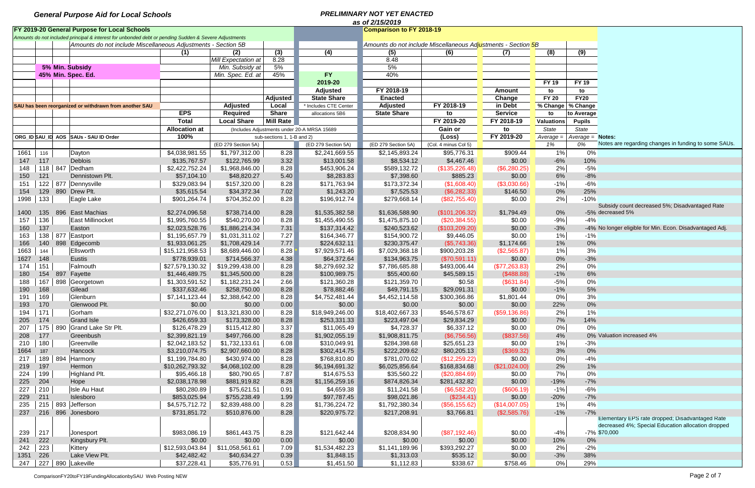**General Purpose Aid for Local Schools**

***PRELIMINARY NOT YET ENACTED***
*as of 2/15/2019*

| ORG_ID | SAU_ID | AOS | SAUs - SAU ID Order | (1) EPS Total Allocation at 100% | (2) Adjusted Required Local Share (ED 279 Section 5A) | (3) Adjusted Local Share Mill Rate | (4) FY 2019-20 Adjusted State Share * Includes CTE Center allocations 5B6 (ED 279 Section 5A) | (5) FY 2018-19 Enacted Adjusted State Share (ED 279 Section 5A) | (6) FY 2018-19 to FY 2019-20 Gain or (Loss) (Col. 4 minus Col 5) | (7) Amount Change in Debt Service FY 2018-19 to FY 2019-20 | (8) FY 19 to FY 20 % Change to State Valuations Average = 1% | (9) FY 19 to FY20 % Change to Average State Pupils Average = 0% | Notes: Notes are regarding changes in funding to some SAUs. |
|---|---|---|---|---|---|---|---|---|---|---|---|---|---|
| | | | | | Mill Expectation at | 8.28 | | 8.48 | | | | | |
| | | | 5% Min. Subsidy | | Min. Subsidy at | 5% | | 5% | | | | | |
| | | | 45% Min. Spec. Ed. | | Min. Spec. Ed. at | 45% | | 40% | | | | | |
| 1661 | 116 | | Dayton | $4,038,981.55 | $1,797,312.00 | 8.28 | $2,241,669.55 | $2,145,893.24 | $95,776.31 | $909.44 | 1% | 0% | |
| 147 | 117 | | Deblois | $135,767.57 | $122,765.99 | 3.32 | $13,001.58 | $8,534.12 | $4,467.46 | $0.00 | -6% | 10% | |
| 148 | 118 | 847 | Dedham | $2,422,752.24 | $1,968,846.00 | 8.28 | $453,906.24 | $589,132.72 | ($135,226.48) | ($6,280.25) | 2% | -5% | |
| 150 | 121 | | Dennistown Plt. | $57,104.10 | $48,820.27 | 5.40 | $8,283.83 | $7,398.60 | $885.23 | $0.00 | 6% | -8% | |
| 151 | 122 | 877 | Dennysville | $329,083.94 | $157,320.00 | 8.28 | $171,763.94 | $173,372.34 | ($1,608.40) | ($3,030.66) | -1% | -6% | |
| 154 | 129 | 890 | Drew Plt. | $35,615.54 | $34,372.34 | 7.02 | $1,243.20 | $7,525.53 | ($6,282.33) | $146.50 | 0% | 25% | |
| 1998 | 133 | | Eagle Lake | $901,264.74 | $704,352.00 | 8.28 | $196,912.74 | $279,668.14 | ($82,755.40) | $0.00 | 2% | -10% | |
| 1400 | 135 | 896 | East Machias | $2,274,096.58 | $738,714.00 | 8.28 | $1,535,382.58 | $1,636,588.90 | ($101,206.32) | $1,794.49 | 0% | -5% | Subsidy count decreased 5%; Disadvantaged Rate decreased 5% |
| 157 | 136 | | East Millinocket | $1,995,760.55 | $540,270.00 | 8.28 | $1,455,490.55 | $1,475,875.10 | ($20,384.55) | $0.00 | -9% | -4% | |
| 160 | 137 | | Easton | $2,023,528.76 | $1,886,214.34 | 7.31 | $137,314.42 | $240,523.62 | ($103,209.20) | $0.00 | -3% | -4% | No longer eligible for Min. Econ. Disadvantaged Adj. |
| 163 | 138 | 877 | Eastport | $1,195,657.79 | $1,031,311.02 | 7.27 | $164,346.77 | $154,900.72 | $9,446.05 | $0.00 | 1% | -1% | |
| 166 | 140 | 898 | Edgecomb | $1,933,061.25 | $1,708,429.14 | 7.77 | $224,632.11 | $230,375.47 | ($5,743.36) | $1,174.66 | 1% | 0% | |
| 1663 | 144 | | Ellsworth | $15,121,958.53 | $8,689,446.00 | 8.28 * | $7,929,571.46 | $7,029,368.18 | $900,203.28 | ($2,565.87) | 1% | 3% | |
| 1627 | 148 | | Eustis | $778,939.01 | $714,566.37 | 4.38 | $64,372.64 | $134,963.75 | ($70,591.11) | $0.00 | 0% | -3% | |
| 174 | 151 | | Falmouth | $27,579,130.32 | $19,299,438.00 | 8.28 | $8,279,692.32 | $7,786,685.88 | $493,006.44 | ($77,263.83) | 2% | 0% | |
| 180 | 154 | 897 | Fayette | $1,446,489.75 | $1,345,500.00 | 8.28 | $100,989.75 | $55,400.60 | $45,589.15 | ($488.88) | -1% | 6% | |
| 188 | 167 | 898 | Georgetown | $1,303,591.52 | $1,182,231.24 | 2.66 | $121,360.28 | $121,359.70 | $0.58 | ($631.84) | -5% | 0% | |
| 190 | 168 | | Gilead | $337,632.46 | $258,750.00 | 8.28 | $78,882.46 | $49,791.15 | $29,091.31 | $0.00 | -1% | 5% | |
| 191 | 169 | | Glenburn | $7,141,123.44 | $2,388,642.00 | 8.28 | $4,752,481.44 | $4,452,114.58 | $300,366.86 | $1,801.44 | 0% | 3% | |
| 193 | 170 | | Glenwood Plt. | $0.00 | $0.00 | 0.00 | $0.00 | $0.00 | $0.00 | $0.00 | 22% | 0% | |
| 194 | 171 | | Gorham | $32,271,076.00 | $13,321,830.00 | 8.28 | $18,949,246.00 | $18,402,667.33 | $546,578.67 | ($59,136.86) | 2% | 1% | |
| 205 | 174 | | Grand Isle | $426,659.33 | $173,328.00 | 8.28 | $253,331.33 | $223,497.04 | $29,834.29 | $0.00 | 7% | 14% | |
| 207 | 175 | 890 | Grand Lake Str Plt. | $126,478.29 | $115,412.80 | 3.37 | $11,065.49 | $4,728.37 | $6,337.12 | $0.00 | 0% | 0% | |
| 208 | 177 | | Greenbush | $2,399,821.19 | $497,766.00 | 8.28 | $1,902,055.19 | $1,908,811.75 | ($6,756.56) | ($837.56) | 4% | 0% | Valuation increased 4% |
| 210 | 180 | | Greenville | $2,042,183.52 | $1,732,133.61 | 6.08 | $310,049.91 | $284,398.68 | $25,651.23 | $0.00 | 1% | -3% | |
| 1664 | 187 | | Hancock | $3,210,074.75 | $2,907,660.00 | 8.28 | $302,414.75 | $222,209.62 | $80,205.13 | ($369.32) | 3% | 0% | |
| 217 | 189 | 894 | Harmony | $1,199,784.80 | $430,974.00 | 8.28 | $768,810.80 | $781,070.02 | ($12,259.22) | $0.00 | 0% | -4% | |
| 219 | 197 | | Hermon | $10,262,793.32 | $4,068,102.00 | 8.28 | $6,194,691.32 | $6,025,856.64 | $168,834.68 | ($21,024.00) | 2% | 1% | |
| 224 | 199 | | Highland Plt. | $95,466.18 | $80,790.65 | 7.87 | $14,675.53 | $35,560.22 | ($20,884.69) | $0.00 | 7% | 0% | |
| 225 | 204 | | Hope | $2,038,178.98 | $881,919.82 | 8.28 | $1,156,259.16 | $874,826.34 | $281,432.82 | $0.00 | -19% | -7% | |
| 227 | 210 | | Isle Au Haut | $80,280.89 | $75,621.51 | 0.91 | $4,659.38 | $11,241.58 | ($6,582.20) | ($606.19) | -1% | -6% | |
| 229 | 211 | | Islesboro | $853,025.94 | $755,238.49 | 1.99 | $97,787.45 | $98,021.86 | ($234.41) | $0.00 | -20% | -7% | |
| 235 | 215 | 893 | Jefferson | $4,575,712.72 | $2,839,488.00 | 8.28 | $1,736,224.72 | $1,792,380.34 | ($56,155.62) | ($14,007.05) | 1% | 4% | |
| 237 | 216 | 896 | Jonesboro | $731,851.72 | $510,876.00 | 8.28 | $220,975.72 | $217,208.91 | $3,766.81 | ($2,585.76) | -1% | -7% | |
| 239 | 217 | | Jonesport | $983,086.19 | $861,443.75 | 8.28 | $121,642.44 | $208,834.90 | ($87,192.46) | $0.00 | -4% | -7% | Elementary EPS rate dropped; Disadvantaged Rate decreased 4%; Special Education allocation dropped $70,000 |
| 241 | 222 | | Kingsbury Plt. | $0.00 | $0.00 | 0.00 | $0.00 | $0.00 | $0.00 | $0.00 | 10% | 0% | |
| 242 | 223 | | Kittery | $12,593,043.84 | $11,058,561.61 | 7.09 | $1,534,482.23 | $1,141,189.96 | $393,292.27 | $0.00 | 2% | -2% | |
| 1351 | 226 | | Lake View Plt. | $42,482.42 | $40,634.27 | 0.39 | $1,848.15 | $1,313.03 | $535.12 | $0.00 | -3% | 38% | |
| 247 | 227 | 890 | Lakeville | $37,228.41 | $35,776.91 | 0.53 | $1,451.50 | $1,112.83 | $338.67 | $758.46 | 0% | 29% | |

FY 2019-20 General Purpose for Local Schools

*Amounts do not included principal & interest for unbonded debt or pending Sudden & Severe Adjustments*

Amounts do not include Miscellaneous Adjustments - Section 5B (columns 1–3 include Adjustments under 20-A MRSA 15689; sub-sections 1, 1-B and 2)

Comparison to FY 2018-19: Amounts do not include Miscellaneous Adjustments - Section 5B

SAU has been reorganized or withdrawn from another SAU

ComparisonFY20toFY19FundingAllocationbySAU Web Posting NEW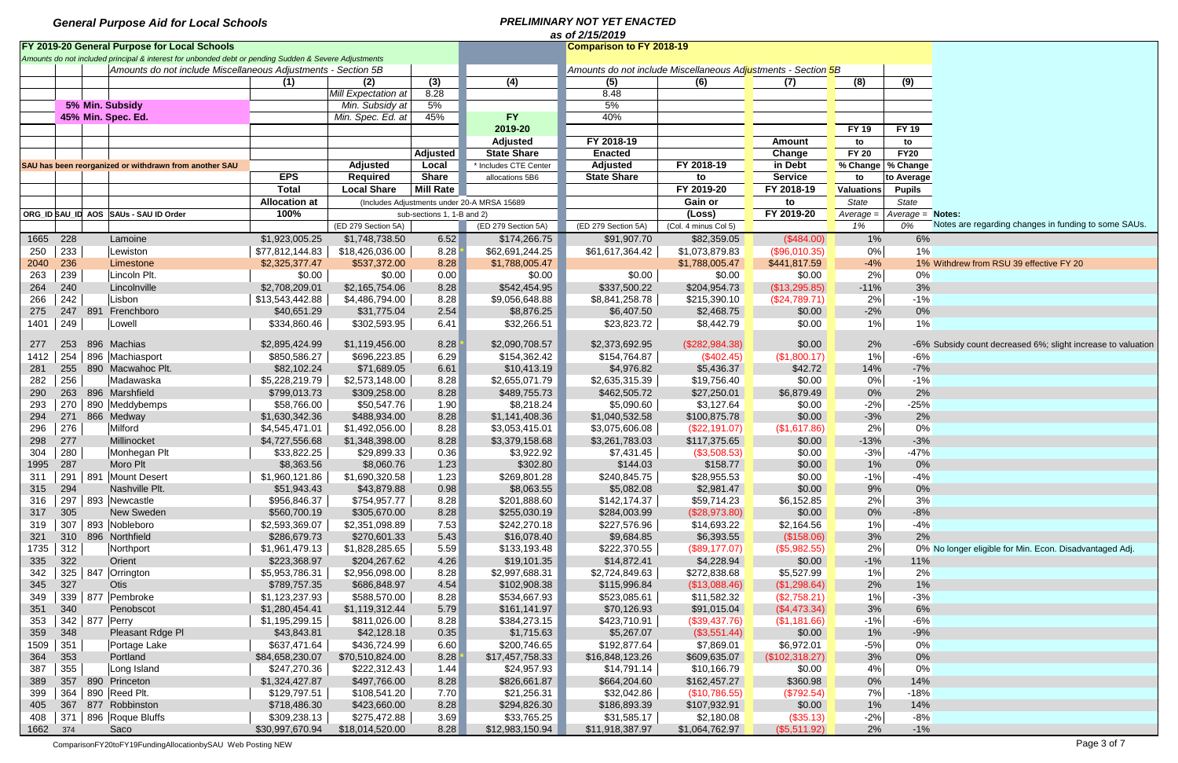**General Purpose Aid for Local Schools**

**PRELIMINARY NOT YET ENACTED**
*as of 2/15/2019*

| ORG_ID | SAU_ID | AOS | SAUs - SAU ID Order | (1) EPS Total Allocation at 100% | (2) Adjusted Required Local Share (ED 279 Section 5A) | (3) Adjusted Local Share Mill Rate | (4) FY 2019-20 Adjusted State Share (ED 279 Section 5A) | (5) FY 2018-19 Enacted Adjusted State Share (ED 279 Section 5A) | (6) FY 2018-19 to FY 2019-20 Gain or (Loss) (Col. 4 minus Col 5) | (7) Amount Change in Debt Service FY 2018-19 to FY 2019-20 | (8) FY 19 to FY 20 % Change to Valuations | (9) FY 19 to FY20 % Change to Average Pupils | Notes: |
|---|---|---|---|---|---|---|---|---|---|---|---|---|---|
| | | | FY 2019-20 General Purpose for Local Schools | | | | | Comparison to FY 2018-19 | | | | | |
| | | | Amounts do not included principal & interest for unbonded debt or pending Sudden & Severe Adjustments | | | | | | | | | | |
| | | | Amounts do not include Miscellaneous Adjustments - Section 5B | | | | | Amounts do not include Miscellaneous Adjustments - Section 5B | | | | | |
| | | | | | Mill Expectation at | 8.28 | | 8.48 | | | | | |
| | | | 5% Min. Subsidy | | Min. Subsidy at | 5% | | 5% | | | | | |
| | | | 45% Min. Spec. Ed. | | Min. Spec. Ed. at | 45% | | 40% | | | | | |
| | | | SAU has been reorganized or withdrawn from another SAU | | (Includes Adjustments under 20-A MRSA 15689) | sub-sections 1, 1-B and 2) | * Includes CTE Center allocations 5B6 | | | | State Average = 1% | State Average = 0% | Notes are regarding changes in funding to some SAUs. |
| 1665 | 228 | | Lamoine | $1,923,005.25 | $1,748,738.50 | 6.52 | $174,266.75 | $91,907.70 | $82,359.05 | ($484.00) | 1% | 6% | |
| 250 | 233 | | Lewiston | $77,812,144.83 | $18,426,036.00 | 8.28 * | $62,691,244.25 | $61,617,364.42 | $1,073,879.83 | ($96,010.35) | 0% | 1% | |
| 2040 | 236 | | Limestone | $2,325,377.47 | $537,372.00 | 8.28 | $1,788,005.47 | | $1,788,005.47 | $441,817.59 | -4% | 1% | Withdrew from RSU 39 effective FY 20 |
| 263 | 239 | | Lincoln Plt. | $0.00 | $0.00 | 0.00 | $0.00 | $0.00 | $0.00 | $0.00 | 2% | 0% | |
| 264 | 240 | | Lincolnville | $2,708,209.01 | $2,165,754.06 | 8.28 | $542,454.95 | $337,500.22 | $204,954.73 | ($13,295.85) | -11% | 3% | |
| 266 | 242 | | Lisbon | $13,543,442.88 | $4,486,794.00 | 8.28 | $9,056,648.88 | $8,841,258.78 | $215,390.10 | ($24,789.71) | 2% | -1% | |
| 275 | 247 | 891 | Frenchboro | $40,651.29 | $31,775.04 | 2.54 | $8,876.25 | $6,407.50 | $2,468.75 | $0.00 | -2% | 0% | |
| 1401 | 249 | | Lowell | $334,860.46 | $302,593.95 | 6.41 | $32,266.51 | $23,823.72 | $8,442.79 | $0.00 | 1% | 1% | |
| 277 | 253 | 896 | Machias | $2,895,424.99 | $1,119,456.00 | 8.28 * | $2,090,708.57 | $2,373,692.95 | ($282,984.38) | $0.00 | 2% | -6% | Subsidy count decreased 6%; slight increase to valuation |
| 1412 | 254 | 896 | Machiasport | $850,586.27 | $696,223.85 | 6.29 | $154,362.42 | $154,764.87 | ($402.45) | ($1,800.17) | 1% | -6% | |
| 281 | 255 | 890 | Macwahoc Plt. | $82,102.24 | $71,689.05 | 6.61 | $10,413.19 | $4,976.82 | $5,436.37 | $42.72 | 14% | -7% | |
| 282 | 256 | | Madawaska | $5,228,219.79 | $2,573,148.00 | 8.28 | $2,655,071.79 | $2,635,315.39 | $19,756.40 | $0.00 | 0% | -1% | |
| 290 | 263 | 896 | Marshfield | $799,013.73 | $309,258.00 | 8.28 | $489,755.73 | $462,505.72 | $27,250.01 | $6,879.49 | 0% | 2% | |
| 293 | 270 | 890 | Meddybemps | $58,766.00 | $50,547.76 | 1.90 | $8,218.24 | $5,090.60 | $3,127.64 | $0.00 | -2% | -25% | |
| 294 | 271 | 866 | Medway | $1,630,342.36 | $488,934.00 | 8.28 | $1,141,408.36 | $1,040,532.58 | $100,875.78 | $0.00 | -3% | 2% | |
| 296 | 276 | | Milford | $4,545,471.01 | $1,492,056.00 | 8.28 | $3,053,415.01 | $3,075,606.08 | ($22,191.07) | ($1,617.86) | 2% | 0% | |
| 298 | 277 | | Millinocket | $4,727,556.68 | $1,348,398.00 | 8.28 | $3,379,158.68 | $3,261,783.03 | $117,375.65 | $0.00 | -13% | -3% | |
| 304 | 280 | | Monhegan Plt | $33,822.25 | $29,899.33 | 0.36 | $3,922.92 | $7,431.45 | ($3,508.53) | $0.00 | -3% | -47% | |
| 1995 | 287 | | Moro Plt | $8,363.56 | $8,060.76 | 1.23 | $302.80 | $144.03 | $158.77 | $0.00 | 1% | 0% | |
| 311 | 291 | 891 | Mount Desert | $1,960,121.86 | $1,690,320.58 | 1.23 | $269,801.28 | $240,845.75 | $28,955.53 | $0.00 | -1% | -4% | |
| 315 | 294 | | Nashville Plt. | $51,943.43 | $43,879.88 | 0.98 | $8,063.55 | $5,082.08 | $2,981.47 | $0.00 | 9% | 0% | |
| 316 | 297 | 893 | Newcastle | $956,846.37 | $754,957.77 | 8.28 | $201,888.60 | $142,174.37 | $59,714.23 | $6,152.85 | 2% | 3% | |
| 317 | 305 | | New Sweden | $560,700.19 | $305,670.00 | 8.28 | $255,030.19 | $284,003.99 | ($28,973.80) | $0.00 | 0% | -8% | |
| 319 | 307 | 893 | Nobleboro | $2,593,369.07 | $2,351,098.89 | 7.53 | $242,270.18 | $227,576.96 | $14,693.22 | $2,164.56 | 1% | -4% | |
| 321 | 310 | 896 | Northfield | $286,679.73 | $270,601.33 | 5.43 | $16,078.40 | $9,684.85 | $6,393.55 | ($158.06) | 3% | 2% | |
| 1735 | 312 | | Northport | $1,961,479.13 | $1,828,285.65 | 5.59 | $133,193.48 | $222,370.55 | ($89,177.07) | ($5,982.55) | 2% | 0% | No longer eligible for Min. Econ. Disadvantaged Adj. |
| 335 | 322 | | Orient | $223,368.97 | $204,267.62 | 4.26 | $19,101.35 | $14,872.41 | $4,228.94 | $0.00 | -1% | 11% | |
| 342 | 325 | 847 | Orrington | $5,953,786.31 | $2,956,098.00 | 8.28 | $2,997,688.31 | $2,724,849.63 | $272,838.68 | $5,527.99 | 1% | 2% | |
| 345 | 327 | | Otis | $789,757.35 | $686,848.97 | 4.54 | $102,908.38 | $115,996.84 | ($13,088.46) | ($1,298.64) | 2% | 1% | |
| 349 | 339 | 877 | Pembroke | $1,123,237.93 | $588,570.00 | 8.28 | $534,667.93 | $523,085.61 | $11,582.32 | ($2,758.21) | 1% | -3% | |
| 351 | 340 | | Penobscot | $1,280,454.41 | $1,119,312.44 | 5.79 | $161,141.97 | $70,126.93 | $91,015.04 | ($4,473.34) | 3% | 6% | |
| 353 | 342 | 877 | Perry | $1,195,299.15 | $811,026.00 | 8.28 | $384,273.15 | $423,710.91 | ($39,437.76) | ($1,181.66) | -1% | -6% | |
| 359 | 348 | | Pleasant Rdge Pl | $43,843.81 | $42,128.18 | 0.35 | $1,715.63 | $5,267.07 | ($3,551.44) | $0.00 | 1% | -9% | |
| 1509 | 351 | | Portage Lake | $637,471.64 | $436,724.99 | 6.60 | $200,746.65 | $192,877.64 | $7,869.01 | $6,972.01 | -5% | 0% | |
| 364 | 353 | | Portland | $84,658,230.07 | $70,510,824.00 | 8.28 * | $17,457,758.33 | $16,848,123.26 | $609,635.07 | ($102,318.27) | 3% | 0% | |
| 387 | 355 | | Long Island | $247,270.36 | $222,312.43 | 1.44 | $24,957.93 | $14,791.14 | $10,166.79 | $0.00 | 4% | 0% | |
| 389 | 357 | 890 | Princeton | $1,324,427.87 | $497,766.00 | 8.28 | $826,661.87 | $664,204.60 | $162,457.27 | $360.98 | 0% | 14% | |
| 399 | 364 | 890 | Reed Plt. | $129,797.51 | $108,541.20 | 7.70 | $21,256.31 | $32,042.86 | ($10,786.55) | ($792.54) | 7% | -18% | |
| 405 | 367 | 877 | Robbinston | $718,486.30 | $423,660.00 | 8.28 | $294,826.30 | $186,893.39 | $107,932.91 | $0.00 | 1% | 14% | |
| 408 | 371 | 896 | Roque Bluffs | $309,238.13 | $275,472.88 | 3.69 | $33,765.25 | $31,585.17 | $2,180.08 | ($35.13) | -2% | -8% | |
| 1662 | 374 | | Saco | $30,997,670.94 | $18,014,520.00 | 8.28 | $12,983,150.94 | $11,918,387.97 | $1,064,762.97 | ($5,511.92) | 2% | -1% | |

ComparisonFY20toFY19FundingAllocationbySAU Web Posting NEW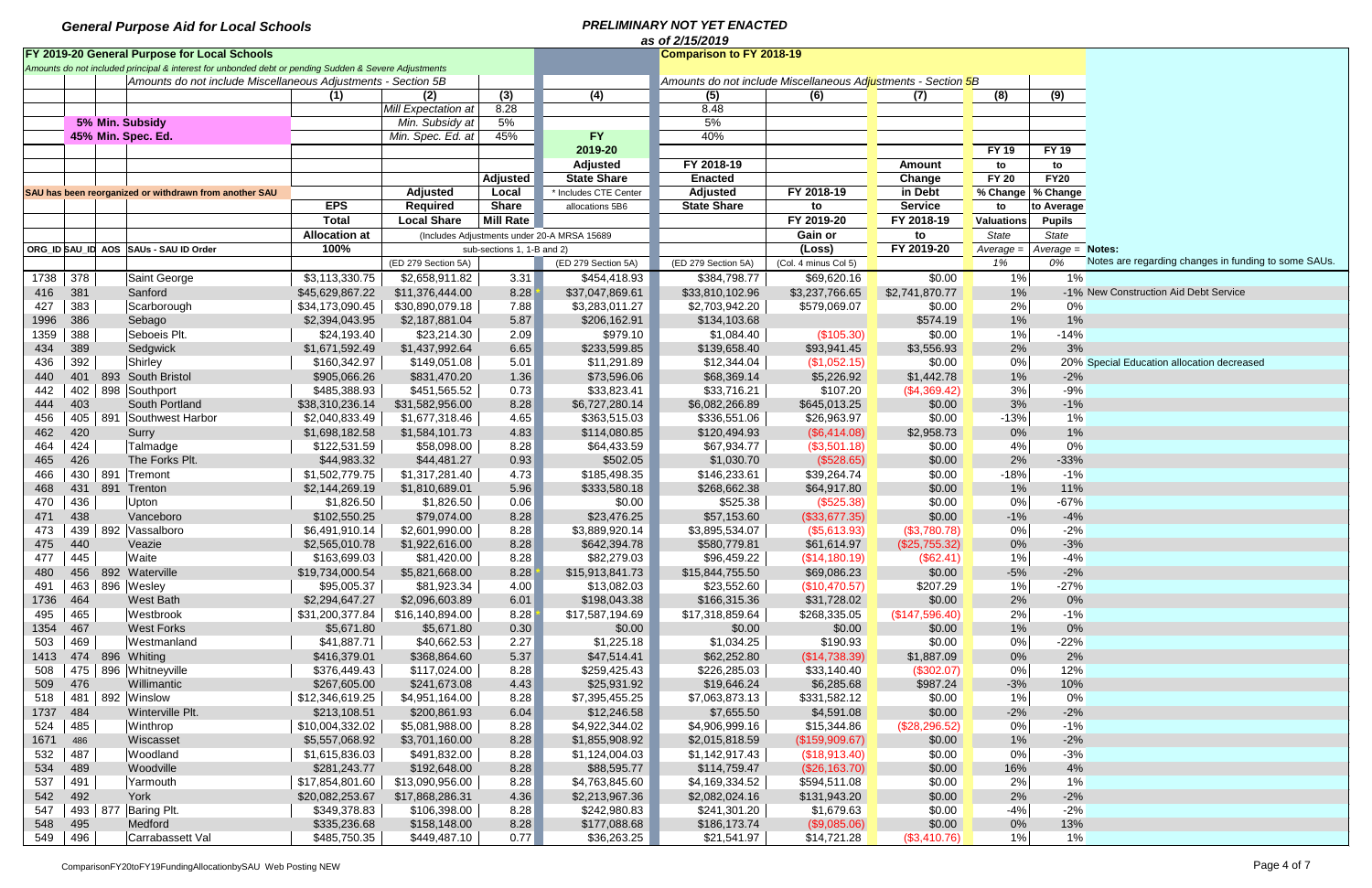**General Purpose Aid for Local Schools**

***PRELIMINARY NOT YET ENACTED***
*as of 2/15/2019*

| ORG_ID | SAU_ID | AOS | SAUs - SAU ID Order | EPS Total Allocation at 100% | Adjusted Required Local Share | Adjusted Local Mill Rate | FY 2019-20 Adjusted State Share * Includes CTE Center allocations 5B6 | FY 2018-19 Enacted Adjusted State Share | FY 2018-19 to FY 2019-20 Gain or (Loss) | Amount Change in Debt Service FY 2018-19 to FY 2019-20 | FY 19 to FY 20 % Change to State Valuations | FY 19 to FY20 % Change to Average State Pupils | Notes: |
|---|---|---|---|---|---|---|---|---|---|---|---|---|---|
| | | | **FY 2019-20 General Purpose for Local Schools** | | | | | **Comparison to FY 2018-19** | | | | | |
| | | | *Amounts do not included principal & interest for unbonded debt or pending Sudden & Severe Adjustments* | | | | | | | | | | |
| | | | *Amounts do not include Miscellaneous Adjustments - Section 5B* | | | | | *Amounts do not include Miscellaneous Adjustments - Section 5B* | | | | | |
| | | | | (1) | (2) | (3) | (4) | (5) | (6) | (7) | (8) | (9) | |
| | | | | | Mill Expectation at | 8.28 | | 8.48 | | | | | |
| | | | 5% Min. Subsidy | | Min. Subsidy at | 5% | | 5% | | | | | |
| | | | 45% Min. Spec. Ed. | | Min. Spec. Ed. at | 45% | | 40% | | | | | |
| | | | SAU has been reorganized or withdrawn from another SAU | | | (Includes Adjustments under 20-A MRSA 15689 sub-sections 1, 1-B and 2) | | | | | | | |
| | | | | | (ED 279 Section 5A) | | (ED 279 Section 5A) | (ED 279 Section 5A) | (Col. 4 minus Col 5) | | Average = 1% | Average = 0% | Notes are regarding changes in funding to some SAUs. |
| 1738 | 378 | | Saint George | $3,113,330.75 | $2,658,911.82 | 3.31 | $454,418.93 | $384,798.77 | $69,620.16 | $0.00 | 1% | 1% | |
| 416 | 381 | | Sanford | $45,629,867.22 | $11,376,444.00 | 8.28 | * $37,047,869.61 | $33,810,102.96 | $3,237,766.65 | $2,741,870.77 | 1% | -1% | New Construction Aid Debt Service |
| 427 | 383 | | Scarborough | $34,173,090.45 | $30,890,079.18 | 7.88 | $3,283,011.27 | $2,703,942.20 | $579,069.07 | $0.00 | 2% | 0% | |
| 1996 | 386 | | Sebago | $2,394,043.95 | $2,187,881.04 | 5.87 | $206,162.91 | $134,103.68 | | $574.19 | 1% | 1% | |
| 1359 | 388 | | Seboeis Plt. | $24,193.40 | $23,214.30 | 2.09 | $979.10 | $1,084.40 | ($105.30) | $0.00 | 1% | -14% | |
| 434 | 389 | | Sedgwick | $1,671,592.49 | $1,437,992.64 | 6.65 | $233,599.85 | $139,658.40 | $93,941.45 | $3,556.93 | 2% | 3% | |
| 436 | 392 | | Shirley | $160,342.97 | $149,051.08 | 5.01 | $11,291.89 | $12,344.04 | ($1,052.15) | $0.00 | 0% | 20% | Special Education allocation decreased |
| 440 | 401 | 893 | South Bristol | $905,066.26 | $831,470.20 | 1.36 | $73,596.06 | $68,369.14 | $5,226.92 | $1,442.78 | 1% | -2% | |
| 442 | 402 | 898 | Southport | $485,388.93 | $451,565.52 | 0.73 | $33,823.41 | $33,716.21 | $107.20 | ($4,369.42) | 3% | -9% | |
| 444 | 403 | | South Portland | $38,310,236.14 | $31,582,956.00 | 8.28 | $6,727,280.14 | $6,082,266.89 | $645,013.25 | $0.00 | 3% | -1% | |
| 456 | 405 | 891 | Southwest Harbor | $2,040,833.49 | $1,677,318.46 | 4.65 | $363,515.03 | $336,551.06 | $26,963.97 | $0.00 | -13% | 1% | |
| 462 | 420 | | Surry | $1,698,182.58 | $1,584,101.73 | 4.83 | $114,080.85 | $120,494.93 | ($6,414.08) | $2,958.73 | 0% | 1% | |
| 464 | 424 | | Talmadge | $122,531.59 | $58,098.00 | 8.28 | $64,433.59 | $67,934.77 | ($3,501.18) | $0.00 | 4% | 0% | |
| 465 | 426 | | The Forks Plt. | $44,983.32 | $44,481.27 | 0.93 | $502.05 | $1,030.70 | ($528.65) | $0.00 | 2% | -33% | |
| 466 | 430 | 891 | Tremont | $1,502,779.75 | $1,317,281.40 | 4.73 | $185,498.35 | $146,233.61 | $39,264.74 | $0.00 | -18% | -1% | |
| 468 | 431 | 891 | Trenton | $2,144,269.19 | $1,810,689.01 | 5.96 | $333,580.18 | $268,662.38 | $64,917.80 | $0.00 | 1% | 11% | |
| 470 | 436 | | Upton | $1,826.50 | $1,826.50 | 0.06 | $0.00 | $525.38 | ($525.38) | $0.00 | 0% | -67% | |
| 471 | 438 | | Vanceboro | $102,550.25 | $79,074.00 | 8.28 | $23,476.25 | $57,153.60 | ($33,677.35) | $0.00 | -1% | -4% | |
| 473 | 439 | 892 | Vassalboro | $6,491,910.14 | $2,601,990.00 | 8.28 | $3,889,920.14 | $3,895,534.07 | ($5,613.93) | ($3,780.78) | 0% | -2% | |
| 475 | 440 | | Veazie | $2,565,010.78 | $1,922,616.00 | 8.28 | $642,394.78 | $580,779.81 | $61,614.97 | ($25,755.32) | 0% | -3% | |
| 477 | 445 | | Waite | $163,699.03 | $81,420.00 | 8.28 | $82,279.03 | $96,459.22 | ($14,180.19) | ($62.41) | 1% | -4% | |
| 480 | 456 | 892 | Waterville | $19,734,000.54 | $5,821,668.00 | 8.28 | * $15,913,841.73 | $15,844,755.50 | $69,086.23 | $0.00 | -5% | -2% | |
| 491 | 463 | 896 | Wesley | $95,005.37 | $81,923.34 | 4.00 | $13,082.03 | $23,552.60 | ($10,470.57) | $207.29 | 1% | -27% | |
| 1736 | 464 | | West Bath | $2,294,647.27 | $2,096,603.89 | 6.01 | $198,043.38 | $166,315.36 | $31,728.02 | $0.00 | 2% | 0% | |
| 495 | 465 | | Westbrook | $31,200,377.84 | $16,140,894.00 | 8.28 | * $17,587,194.69 | $17,318,859.64 | $268,335.05 | ($147,596.40) | 2% | -1% | |
| 1354 | 467 | | West Forks | $5,671.80 | $5,671.80 | 0.30 | $0.00 | $0.00 | $0.00 | $0.00 | 1% | 0% | |
| 503 | 469 | | Westmanland | $41,887.71 | $40,662.53 | 2.27 | $1,225.18 | $1,034.25 | $190.93 | $0.00 | 0% | -22% | |
| 1413 | 474 | 896 | Whiting | $416,379.01 | $368,864.60 | 5.37 | $47,514.41 | $62,252.80 | ($14,738.39) | $1,887.09 | 0% | 2% | |
| 508 | 475 | 896 | Whitneyville | $376,449.43 | $117,024.00 | 8.28 | $259,425.43 | $226,285.03 | $33,140.40 | ($302.07) | 0% | 12% | |
| 509 | 476 | | Willimantic | $267,605.00 | $241,673.08 | 4.43 | $25,931.92 | $19,646.24 | $6,285.68 | $987.24 | -3% | 10% | |
| 518 | 481 | 892 | Winslow | $12,346,619.25 | $4,951,164.00 | 8.28 | $7,395,455.25 | $7,063,873.13 | $331,582.12 | $0.00 | 1% | 0% | |
| 1737 | 484 | | Winterville Plt. | $213,108.51 | $200,861.93 | 6.04 | $12,246.58 | $7,655.50 | $4,591.08 | $0.00 | -2% | -2% | |
| 524 | 485 | | Winthrop | $10,004,332.02 | $5,081,988.00 | 8.28 | $4,922,344.02 | $4,906,999.16 | $15,344.86 | ($28,296.52) | 0% | -1% | |
| 1671 | 486 | | Wiscasset | $5,557,068.92 | $3,701,160.00 | 8.28 | $1,855,908.92 | $2,015,818.59 | ($159,909.67) | $0.00 | 1% | -2% | |
| 532 | 487 | | Woodland | $1,615,836.03 | $491,832.00 | 8.28 | $1,124,004.03 | $1,142,917.43 | ($18,913.40) | $0.00 | 0% | -3% | |
| 534 | 489 | | Woodville | $281,243.77 | $192,648.00 | 8.28 | $88,595.77 | $114,759.47 | ($26,163.70) | $0.00 | 16% | 4% | |
| 537 | 491 | | Yarmouth | $17,854,801.60 | $13,090,956.00 | 8.28 | $4,763,845.60 | $4,169,334.52 | $594,511.08 | $0.00 | 2% | 1% | |
| 542 | 492 | | York | $20,082,253.67 | $17,868,286.31 | 4.36 | $2,213,967.36 | $2,082,024.16 | $131,943.20 | $0.00 | 2% | -2% | |
| 547 | 493 | 877 | Baring Plt. | $349,378.83 | $106,398.00 | 8.28 | $242,980.83 | $241,301.20 | $1,679.63 | $0.00 | -4% | -2% | |
| 548 | 495 | | Medford | $335,236.68 | $158,148.00 | 8.28 | $177,088.68 | $186,173.74 | ($9,085.06) | $0.00 | 0% | 13% | |
| 549 | 496 | | Carrabassett Val | $485,750.35 | $449,487.10 | 0.77 | $36,263.25 | $21,541.97 | $14,721.28 | ($3,410.76) | 1% | 1% | |

ComparisonFY20toFY19FundingAllocationbySAU Web Posting NEW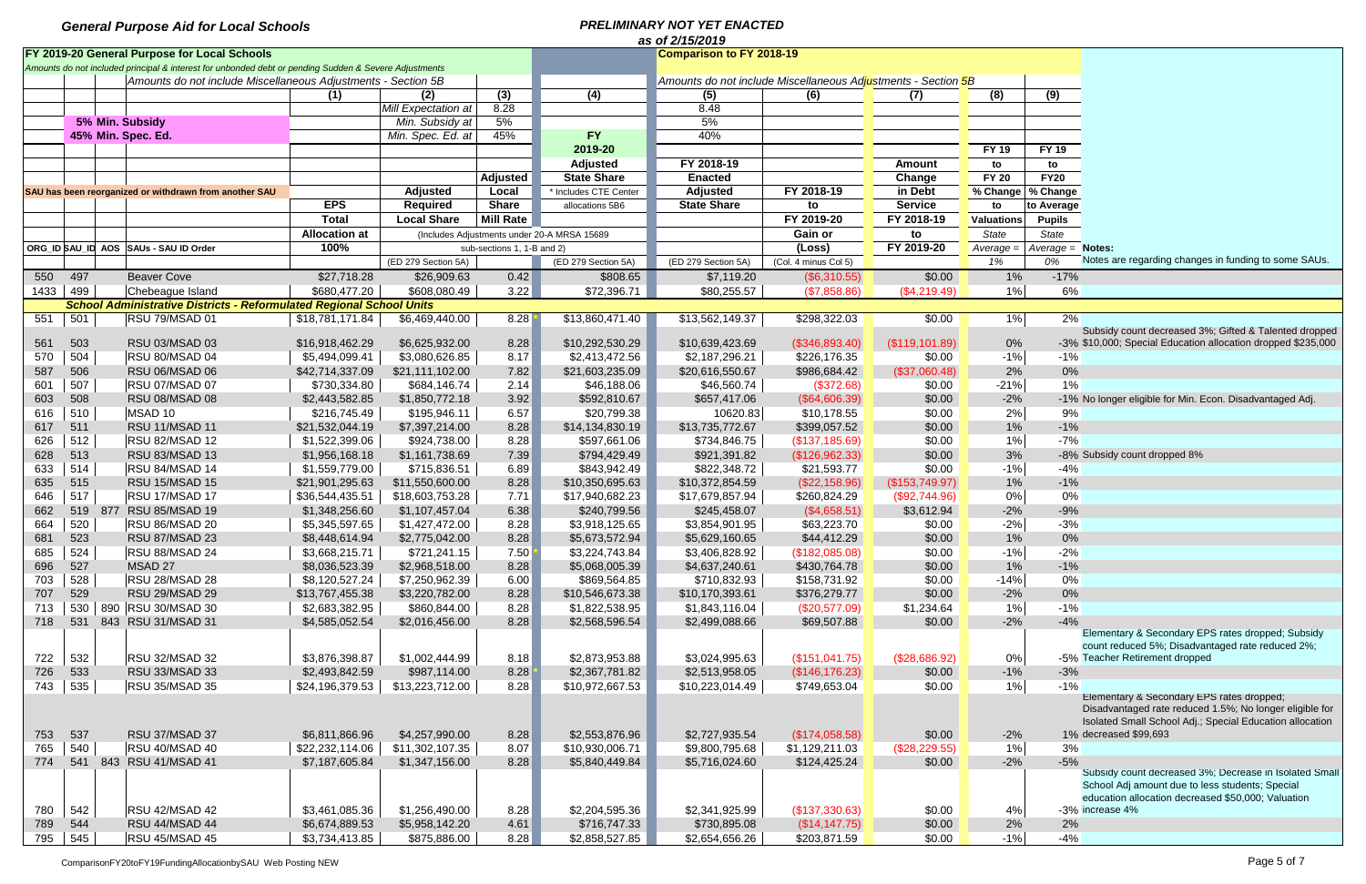**General Purpose Aid for Local Schools**

***PRELIMINARY NOT YET ENACTED***
***as of 2/15/2019***

| ORG_ID | SAU_ID | AOS | SAUs - SAU ID Order | (1) EPS Total Allocation at 100% | (2) Adjusted Required Local Share (ED 279 Section 5A) | (3) Adjusted Local Share Mill Rate | (4) FY 2019-20 Adjusted State Share * Includes CTE Center allocations 5B6 (ED 279 Section 5A) | (5) FY 2018-19 Enacted Adjusted State Share (ED 279 Section 5A) | (6) FY 2018-19 to FY 2019-20 Gain or (Loss) (Col. 4 minus Col 5) | (7) Amount Change in Debt Service FY 2018-19 to FY 2019-20 | (8) FY 19 to FY 20 % Change to Valuations State Average = 1% | (9) FY 19 to FY20 % Change to Average Pupils State Average = 0% | Notes: Notes are regarding changes in funding to some SAUs. |
|---|---|---|---|---|---|---|---|---|---|---|---|---|---|
| | | | **FY 2019-20 General Purpose for Local Schools** | | | | | **Comparison to FY 2018-19** | | | | | |
| | | | *Amounts do not included principal & interest for unbonded debt or pending Sudden & Severe Adjustments* | | | | | | | | | | |
| | | | *Amounts do not include Miscellaneous Adjustments - Section 5B* | | Mill Expectation at | 8.28 | | 8.48 | *Amounts do not include Miscellaneous Adjustments - Section 5B* | | | | |
| | | | **5% Min. Subsidy** | | Min. Subsidy at | 5% | | 5% | | | | | |
| | | | **45% Min. Spec. Ed.** | | Min. Spec. Ed. at | 45% | | 40% | | | | | |
| | | | SAU has been reorganized or withdrawn from another SAU | | | (Includes Adjustments under 20-A MRSA 15689 sub-sections 1, 1-B and 2) | | | | | | | |
| 550 | 497 | | Beaver Cove | $27,718.28 | $26,909.63 | 0.42 | $808.65 | $7,119.20 | ($6,310.55) | $0.00 | 1% | -17% | |
| 1433 | 499 | | Chebeague Island | $680,477.20 | $608,080.49 | 3.22 | $72,396.71 | $80,255.57 | ($7,858.86) | ($4,219.49) | 1% | 6% | |
| | | | ***School Administrative Districts - Reformulated Regional School Units*** | | | | | | | | | | |
| 551 | 501 | | RSU 79/MSAD 01 | $18,781,171.84 | $6,469,440.00 | 8.28 * | $13,860,471.40 | $13,562,149.37 | $298,322.03 | $0.00 | 1% | 2% | |
| 561 | 503 | | RSU 03/MSAD 03 | $16,918,462.29 | $6,625,932.00 | 8.28 | $10,292,530.29 | $10,639,423.69 | ($346,893.40) | ($119,101.89) | 0% | -3% | Subsidy count decreased 3%; Gifted & Talented dropped $10,000; Special Education allocation dropped $235,000 |
| 570 | 504 | | RSU 80/MSAD 04 | $5,494,099.41 | $3,080,626.85 | 8.17 | $2,413,472.56 | $2,187,296.21 | $226,176.35 | $0.00 | -1% | -1% | |
| 587 | 506 | | RSU 06/MSAD 06 | $42,714,337.09 | $21,111,102.00 | 7.82 | $21,603,235.09 | $20,616,550.67 | $986,684.42 | ($37,060.48) | 2% | 0% | |
| 601 | 507 | | RSU 07/MSAD 07 | $730,334.80 | $684,146.74 | 2.14 | $46,188.06 | $46,560.74 | ($372.68) | $0.00 | -21% | 1% | |
| 603 | 508 | | RSU 08/MSAD 08 | $2,443,582.85 | $1,850,772.18 | 3.92 | $592,810.67 | $657,417.06 | ($64,606.39) | $0.00 | -2% | -1% | No longer eligible for Min. Econ. Disadvantaged Adj. |
| 616 | 510 | | MSAD 10 | $216,745.49 | $195,946.11 | 6.57 | $20,799.38 | 10620.83 | $10,178.55 | $0.00 | 2% | 9% | |
| 617 | 511 | | RSU 11/MSAD 11 | $21,532,044.19 | $7,397,214.00 | 8.28 | $14,134,830.19 | $13,735,772.67 | $399,057.52 | $0.00 | 1% | -1% | |
| 626 | 512 | | RSU 82/MSAD 12 | $1,522,399.06 | $924,738.00 | 8.28 | $597,661.06 | $734,846.75 | ($137,185.69) | $0.00 | 1% | -7% | |
| 628 | 513 | | RSU 83/MSAD 13 | $1,956,168.18 | $1,161,738.69 | 7.39 | $794,429.49 | $921,391.82 | ($126,962.33) | $0.00 | 3% | -8% | Subsidy count dropped 8% |
| 633 | 514 | | RSU 84/MSAD 14 | $1,559,779.00 | $715,836.51 | 6.89 | $843,942.49 | $822,348.72 | $21,593.77 | $0.00 | -1% | -4% | |
| 635 | 515 | | RSU 15/MSAD 15 | $21,901,295.63 | $11,550,600.00 | 8.28 | $10,350,695.63 | $10,372,854.59 | ($22,158.96) | ($153,749.97) | 1% | -1% | |
| 646 | 517 | | RSU 17/MSAD 17 | $36,544,435.51 | $18,603,753.28 | 7.71 | $17,940,682.23 | $17,679,857.94 | $260,824.29 | ($92,744.96) | 0% | 0% | |
| 662 | 519 | 877 | RSU 85/MSAD 19 | $1,348,256.60 | $1,107,457.04 | 6.38 | $240,799.56 | $245,458.07 | ($4,658.51) | $3,612.94 | -2% | -9% | |
| 664 | 520 | | RSU 86/MSAD 20 | $5,345,597.65 | $1,427,472.00 | 8.28 | $3,918,125.65 | $3,854,901.95 | $63,223.70 | $0.00 | -2% | -3% | |
| 681 | 523 | | RSU 87/MSAD 23 | $8,448,614.94 | $2,775,042.00 | 8.28 | $5,673,572.94 | $5,629,160.65 | $44,412.29 | $0.00 | 1% | 0% | |
| 685 | 524 | | RSU 88/MSAD 24 | $3,668,215.71 | $721,241.15 | 7.50 * | $3,224,743.84 | $3,406,828.92 | ($182,085.08) | $0.00 | -1% | -2% | |
| 696 | 527 | | MSAD 27 | $8,036,523.39 | $2,968,518.00 | 8.28 | $5,068,005.39 | $4,637,240.61 | $430,764.78 | $0.00 | 1% | -1% | |
| 703 | 528 | | RSU 28/MSAD 28 | $8,120,527.24 | $7,250,962.39 | 6.00 | $869,564.85 | $710,832.93 | $158,731.92 | $0.00 | -14% | 0% | |
| 707 | 529 | | RSU 29/MSAD 29 | $13,767,455.38 | $3,220,782.00 | 8.28 | $10,546,673.38 | $10,170,393.61 | $376,279.77 | $0.00 | -2% | 0% | |
| 713 | 530 | 890 | RSU 30/MSAD 30 | $2,683,382.95 | $860,844.00 | 8.28 | $1,822,538.95 | $1,843,116.04 | ($20,577.09) | $1,234.64 | 1% | -1% | |
| 718 | 531 | 843 | RSU 31/MSAD 31 | $4,585,052.54 | $2,016,456.00 | 8.28 | $2,568,596.54 | $2,499,088.66 | $69,507.88 | $0.00 | -2% | -4% | |
| 722 | 532 | | RSU 32/MSAD 32 | $3,876,398.87 | $1,002,444.99 | 8.18 | $2,873,953.88 | $3,024,995.63 | ($151,041.75) | ($28,686.92) | 0% | -5% | Elementary & Secondary EPS rates dropped; Subsidy count reduced 5%; Disadvantaged rate reduced 2%; Teacher Retirement dropped |
| 726 | 533 | | RSU 33/MSAD 33 | $2,493,842.59 | $987,114.00 | 8.28 * | $2,367,781.82 | $2,513,958.05 | ($146,176.23) | $0.00 | -1% | -3% | |
| 743 | 535 | | RSU 35/MSAD 35 | $24,196,379.53 | $13,223,712.00 | 8.28 | $10,972,667.53 | $10,223,014.49 | $749,653.04 | $0.00 | 1% | -1% | |
| 753 | 537 | | RSU 37/MSAD 37 | $6,811,866.96 | $4,257,990.00 | 8.28 | $2,553,876.96 | $2,727,935.54 | ($174,058.58) | $0.00 | -2% | 1% | Elementary & Secondary EPS rates dropped; Disadvantaged rate reduced 1.5%; No longer eligible for Isolated Small School Adj.; Special Education allocation decreased $99,693 |
| 765 | 540 | | RSU 40/MSAD 40 | $22,232,114.06 | $11,302,107.35 | 8.07 | $10,930,006.71 | $9,800,795.68 | $1,129,211.03 | ($28,229.55) | 1% | 3% | |
| 774 | 541 | 843 | RSU 41/MSAD 41 | $7,187,605.84 | $1,347,156.00 | 8.28 | $5,840,449.84 | $5,716,024.60 | $124,425.24 | $0.00 | -2% | -5% | |
| 780 | 542 | | RSU 42/MSAD 42 | $3,461,085.36 | $1,256,490.00 | 8.28 | $2,204,595.36 | $2,341,925.99 | ($137,330.63) | $0.00 | 4% | -3% | Subsidy count decreased 3%; Decrease in Isolated Small School Adj amount due to less students; Special education allocation decreased $50,000; Valuation increase 4% |
| 789 | 544 | | RSU 44/MSAD 44 | $6,674,889.53 | $5,958,142.20 | 4.61 | $716,747.33 | $730,895.08 | ($14,147.75) | $0.00 | 2% | 2% | |
| 795 | 545 | | RSU 45/MSAD 45 | $3,734,413.85 | $875,886.00 | 8.28 | $2,858,527.85 | $2,654,656.26 | $203,871.59 | $0.00 | -1% | -4% | |

ComparisonFY20toFY19FundingAllocationbySAU Web Posting NEW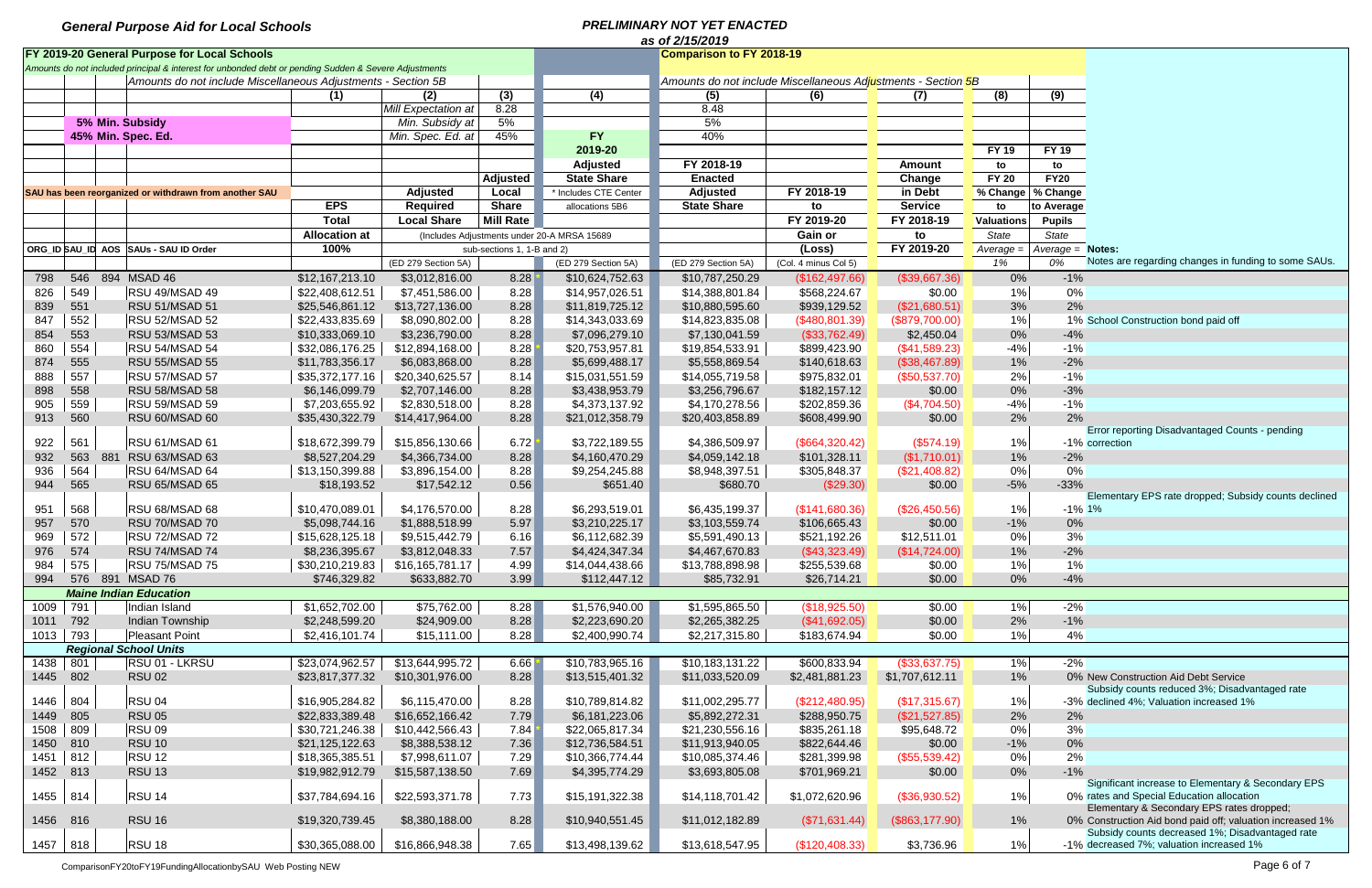**General Purpose Aid for Local Schools**

**PRELIMINARY NOT YET ENACTED**
*as of 2/15/2019*

| ORG_ID | SAU_ID | AOS | SAUs - SAU ID Order | EPS Total Allocation at 100% (1) | Adjusted Required Local Share (2) | Adjusted Local Share Mill Rate (3) | FY 2019-20 Adjusted State Share * Includes CTE Center allocations 5B6 (4) | FY 2018-19 Enacted Adjusted State Share (5) | FY 2018-19 to FY 2019-20 Gain or (Loss) (6) | Amount Change in Debt Service FY 2018-19 to FY 2019-20 (7) | FY 19 to FY 20 % Change to Valuations (8) | FY 19 to FY20 % Change to Average Pupils (9) | Notes: |
|---|---|---|---|---|---|---|---|---|---|---|---|---|---|
| | | | **FY 2019-20 General Purpose for Local Schools** | | Mill Expectation at | 8.28 | | 8.48 | | | | | |
| | | | *Amounts do not included principal & interest for unbonded debt or pending Sudden & Severe Adjustments* | | Min. Subsidy at | 5% | | 5% | | | | | |
| | | | *Amounts do not include Miscellaneous Adjustments - Section 5B* | | Min. Spec. Ed. at | 45% | | 40% | | | | | |
| | | | 5% Min. Subsidy; 45% Min. Spec. Ed. | | (Includes Adjustments under 20-A MRSA 15689 | sub-sections 1, 1-B and 2) | | **Comparison to FY 2018-19** — *Amounts do not include Miscellaneous Adjustments - Section 5B* | | | | | |
| | | | SAU has been reorganized or withdrawn from another SAU | | (ED 279 Section 5A) | | (ED 279 Section 5A) | (ED 279 Section 5A) | (Col. 4 minus Col 5) | | State Average = 1% | State Average = 0% | Notes are regarding changes in funding to some SAUs. |
| 798 | 546 | 894 | MSAD 46 | $12,167,213.10 | $3,012,816.00 | 8.28* | $10,624,752.63 | $10,787,250.29 | ($162,497.66) | ($39,667.36) | 0% | -1% | |
| 826 | 549 | | RSU 49/MSAD 49 | $22,408,612.51 | $7,451,586.00 | 8.28 | $14,957,026.51 | $14,388,801.84 | $568,224.67 | $0.00 | 1% | 0% | |
| 839 | 551 | | RSU 51/MSAD 51 | $25,546,861.12 | $13,727,136.00 | 8.28 | $11,819,725.12 | $10,880,595.60 | $939,129.52 | ($21,680.51) | 3% | 2% | |
| 847 | 552 | | RSU 52/MSAD 52 | $22,433,835.69 | $8,090,802.00 | 8.28 | $14,343,033.69 | $14,823,835.08 | ($480,801.39) | ($879,700.00) | 1% | 1% | School Construction bond paid off |
| 854 | 553 | | RSU 53/MSAD 53 | $10,333,069.10 | $3,236,790.00 | 8.28 | $7,096,279.10 | $7,130,041.59 | ($33,762.49) | $2,450.04 | 0% | -4% | |
| 860 | 554 | | RSU 54/MSAD 54 | $32,086,176.25 | $12,894,168.00 | 8.28* | $20,753,957.81 | $19,854,533.91 | $899,423.90 | ($41,589.23) | -4% | -1% | |
| 874 | 555 | | RSU 55/MSAD 55 | $11,783,356.17 | $6,083,868.00 | 8.28 | $5,699,488.17 | $5,558,869.54 | $140,618.63 | ($38,467.89) | 1% | -2% | |
| 888 | 557 | | RSU 57/MSAD 57 | $35,372,177.16 | $20,340,625.57 | 8.14 | $15,031,551.59 | $14,055,719.58 | $975,832.01 | ($50,537.70) | 2% | -1% | |
| 898 | 558 | | RSU 58/MSAD 58 | $6,146,099.79 | $2,707,146.00 | 8.28 | $3,438,953.79 | $3,256,796.67 | $182,157.12 | $0.00 | 0% | -3% | |
| 905 | 559 | | RSU 59/MSAD 59 | $7,203,655.92 | $2,830,518.00 | 8.28 | $4,373,137.92 | $4,170,278.56 | $202,859.36 | ($4,704.50) | -4% | -1% | |
| 913 | 560 | | RSU 60/MSAD 60 | $35,430,322.79 | $14,417,964.00 | 8.28 | $21,012,358.79 | $20,403,858.89 | $608,499.90 | $0.00 | 2% | 2% | |
| 922 | 561 | | RSU 61/MSAD 61 | $18,672,399.79 | $15,856,130.66 | 6.72* | $3,722,189.55 | $4,386,509.97 | ($664,320.42) | ($574.19) | 1% | -1% | Error reporting Disadvantaged Counts - pending correction |
| 932 | 563 | 881 | RSU 63/MSAD 63 | $8,527,204.29 | $4,366,734.00 | 8.28 | $4,160,470.29 | $4,059,142.18 | $101,328.11 | ($1,710.01) | 1% | -2% | |
| 936 | 564 | | RSU 64/MSAD 64 | $13,150,399.88 | $3,896,154.00 | 8.28 | $9,254,245.88 | $8,948,397.51 | $305,848.37 | ($21,408.82) | 0% | 0% | |
| 944 | 565 | | RSU 65/MSAD 65 | $18,193.52 | $17,542.12 | 0.56 | $651.40 | $680.70 | ($29.30) | $0.00 | -5% | -33% | |
| 951 | 568 | | RSU 68/MSAD 68 | $10,470,089.01 | $4,176,570.00 | 8.28 | $6,293,519.01 | $6,435,199.37 | ($141,680.36) | ($26,450.56) | 1% | -1% | Elementary EPS rate dropped; Subsidy counts declined 1% |
| 957 | 570 | | RSU 70/MSAD 70 | $5,098,744.16 | $1,888,518.99 | 5.97 | $3,210,225.17 | $3,103,559.74 | $106,665.43 | $0.00 | -1% | 0% | |
| 969 | 572 | | RSU 72/MSAD 72 | $15,628,125.18 | $9,515,442.79 | 6.16 | $6,112,682.39 | $5,591,490.13 | $521,192.26 | $12,511.01 | 0% | 3% | |
| 976 | 574 | | RSU 74/MSAD 74 | $8,236,395.67 | $3,812,048.33 | 7.57 | $4,424,347.34 | $4,467,670.83 | ($43,323.49) | ($14,724.00) | 1% | -2% | |
| 984 | 575 | | RSU 75/MSAD 75 | $30,210,219.83 | $16,165,781.17 | 4.99 | $14,044,438.66 | $13,788,898.98 | $255,539.68 | $0.00 | 1% | 1% | |
| 994 | 576 | 891 | MSAD 76 | $746,329.82 | $633,882.70 | 3.99 | $112,447.12 | $85,732.91 | $26,714.21 | $0.00 | 0% | -4% | |
| | | | ***Maine Indian Education*** | | | | | | | | | | |
| 1009 | 791 | | Indian Island | $1,652,702.00 | $75,762.00 | 8.28 | $1,576,940.00 | $1,595,865.50 | ($18,925.50) | $0.00 | 1% | -2% | |
| 1011 | 792 | | Indian Township | $2,248,599.20 | $24,909.00 | 8.28 | $2,223,690.20 | $2,265,382.25 | ($41,692.05) | $0.00 | 2% | -1% | |
| 1013 | 793 | | Pleasant Point | $2,416,101.74 | $15,111.00 | 8.28 | $2,400,990.74 | $2,217,315.80 | $183,674.94 | $0.00 | 1% | 4% | |
| | | | ***Regional School Units*** | | | | | | | | | | |
| 1438 | 801 | | RSU 01 - LKRSU | $23,074,962.57 | $13,644,995.72 | 6.66* | $10,783,965.16 | $10,183,131.22 | $600,833.94 | ($33,637.75) | 1% | -2% | |
| 1445 | 802 | | RSU 02 | $23,817,377.32 | $10,301,976.00 | 8.28 | $13,515,401.32 | $11,033,520.09 | $2,481,881.23 | $1,707,612.11 | 1% | 0% | New Construction Aid Debt Service |
| 1446 | 804 | | RSU 04 | $16,905,284.82 | $6,115,470.00 | 8.28 | $10,789,814.82 | $11,002,295.77 | ($212,480.95) | ($17,315.67) | 1% | -3% | Subsidy counts reduced 3%; Disadvantaged rate declined 4%; Valuation increased 1% |
| 1449 | 805 | | RSU 05 | $22,833,389.48 | $16,652,166.42 | 7.79 | $6,181,223.06 | $5,892,272.31 | $288,950.75 | ($21,527.85) | 2% | 2% | |
| 1508 | 809 | | RSU 09 | $30,721,246.38 | $10,442,566.43 | 7.84* | $22,065,817.34 | $21,230,556.16 | $835,261.18 | $95,648.72 | 0% | 3% | |
| 1450 | 810 | | RSU 10 | $21,125,122.63 | $8,388,538.12 | 7.36 | $12,736,584.51 | $11,913,940.05 | $822,644.46 | $0.00 | -1% | 0% | |
| 1451 | 812 | | RSU 12 | $18,365,385.51 | $7,998,611.07 | 7.29 | $10,366,774.44 | $10,085,374.46 | $281,399.98 | ($55,539.42) | 0% | 2% | |
| 1452 | 813 | | RSU 13 | $19,982,912.79 | $15,587,138.50 | 7.69 | $4,395,774.29 | $3,693,805.08 | $701,969.21 | $0.00 | 0% | -1% | |
| 1455 | 814 | | RSU 14 | $37,784,694.16 | $22,593,371.78 | 7.73 | $15,191,322.38 | $14,118,701.42 | $1,072,620.96 | ($36,930.52) | 1% | 0% | Significant increase to Elementary & Secondary EPS rates and Special Education allocation |
| 1456 | 816 | | RSU 16 | $19,320,739.45 | $8,380,188.00 | 8.28 | $10,940,551.45 | $11,012,182.89 | ($71,631.44) | ($863,177.90) | 1% | 0% | Elementary & Secondary EPS rates dropped; Construction Aid bond paid off; valuation increased 1% |
| 1457 | 818 | | RSU 18 | $30,365,088.00 | $16,866,948.38 | 7.65 | $13,498,139.62 | $13,618,547.95 | ($120,408.33) | $3,736.96 | 1% | -1% | Subsidy counts decreased 1%; Disadvantaged rate decreased 7%; valuation increased 1% |

ComparisonFY20toFY19FundingAllocationbySAU Web Posting NEW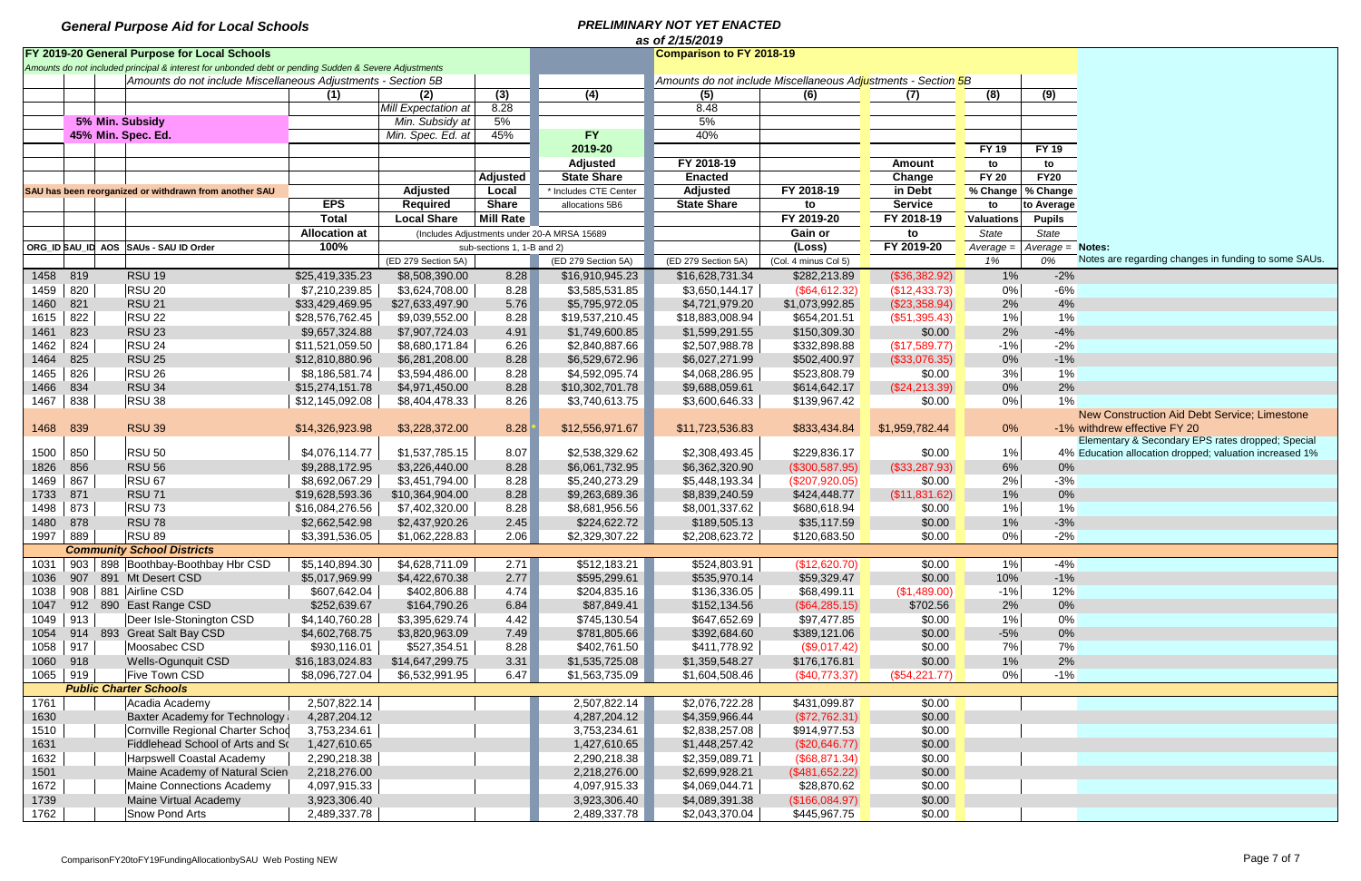**General Purpose Aid for Local Schools**

***PRELIMINARY NOT YET ENACTED***
***as of 2/15/2019***

| ORG_ID | SAU_ID | AOS | SAUs - SAU ID Order | (1) EPS Total Allocation at 100% | (2) Adjusted Required Local Share (ED 279 Section 5A) | (3) Adjusted Local Share Mill Rate | (4) FY 2019-20 Adjusted State Share * Includes CTE Center allocations 5B6 (ED 279 Section 5A) | (5) FY 2018-19 Enacted Adjusted State Share (ED 279 Section 5A) | (6) FY 2018-19 to FY 2019-20 Gain or (Loss) (Col. 4 minus Col 5) | (7) Amount Change in Debt Service FY 2018-19 to FY 2019-20 | (8) FY 19 to FY 20 % Change to Valuations State Average = 1% | (9) FY 19 to FY20 % Change to Average Pupils State Average = 0% | Notes: Notes are regarding changes in funding to some SAUs. |
|---|---|---|---|---|---|---|---|---|---|---|---|---|---|
| | | | **FY 2019-20 General Purpose for Local Schools** | | | | | **Comparison to FY 2018-19** | | | | | |
| | | | *Amounts do not included principal & interest for unbonded debt or pending Sudden & Severe Adjustments* | | | | | | | | | | |
| | | | Amounts do not include Miscellaneous Adjustments - Section 5B | | | | | Amounts do not include Miscellaneous Adjustments - Section 5B | | | | | |
| | | | | | Mill Expectation at | 8.28 | | 8.48 | | | | | |
| | | | 5% Min. Subsidy | | Min. Subsidy at | 5% | | 5% | | | | | |
| | | | 45% Min. Spec. Ed. | | Min. Spec. Ed. at | 45% | | 40% | | | | | |
| | | | SAU has been reorganized or withdrawn from another SAU | | | | (Includes Adjustments under 20-A MRSA 15689) | | | | | | |
| 1458 | 819 | | RSU 19 | $25,419,335.23 | $8,508,390.00 | 8.28 | $16,910,945.23 | $16,628,731.34 | $282,213.89 | ($36,382.92) | 1% | -2% | |
| 1459 | 820 | | RSU 20 | $7,210,239.85 | $3,624,708.00 | 8.28 | $3,585,531.85 | $3,650,144.17 | ($64,612.32) | ($12,433.73) | 0% | -6% | |
| 1460 | 821 | | RSU 21 | $33,429,469.95 | $27,633,497.90 | 5.76 | $5,795,972.05 | $4,721,979.20 | $1,073,992.85 | ($23,358.94) | 2% | 4% | |
| 1615 | 822 | | RSU 22 | $28,576,762.45 | $9,039,552.00 | 8.28 | $19,537,210.45 | $18,883,008.94 | $654,201.51 | ($51,395.43) | 1% | 1% | |
| 1461 | 823 | | RSU 23 | $9,657,324.88 | $7,907,724.03 | 4.91 | $1,749,600.85 | $1,599,291.55 | $150,309.30 | $0.00 | 2% | -4% | |
| 1462 | 824 | | RSU 24 | $11,521,059.50 | $8,680,171.84 | 6.26 | $2,840,887.66 | $2,507,988.78 | $332,898.88 | ($17,589.77) | -1% | -2% | |
| 1464 | 825 | | RSU 25 | $12,810,880.96 | $6,281,208.00 | 8.28 | $6,529,672.96 | $6,027,271.99 | $502,400.97 | ($33,076.35) | 0% | -1% | |
| 1465 | 826 | | RSU 26 | $8,186,581.74 | $3,594,486.00 | 8.28 | $4,592,095.74 | $4,068,286.95 | $523,808.79 | $0.00 | 3% | 1% | |
| 1466 | 834 | | RSU 34 | $15,274,151.78 | $4,971,450.00 | 8.28 | $10,302,701.78 | $9,688,059.61 | $614,642.17 | ($24,213.39) | 0% | 2% | |
| 1467 | 838 | | RSU 38 | $12,145,092.08 | $8,404,478.33 | 8.26 | $3,740,613.75 | $3,600,646.33 | $139,967.42 | $0.00 | 0% | 1% | |
| 1468 | 839 | | RSU 39 | $14,326,923.98 | $3,228,372.00 | 8.28 * | $12,556,971.67 | $11,723,536.83 | $833,434.84 | $1,959,782.44 | 0% | -1% | New Construction Aid Debt Service; Limestone withdrew effective FY 20 |
| 1500 | 850 | | RSU 50 | $4,076,114.77 | $1,537,785.15 | 8.07 | $2,538,329.62 | $2,308,493.45 | $229,836.17 | $0.00 | 1% | 4% | Elementary & Secondary EPS rates dropped; Special Education allocation dropped; valuation increased 1% |
| 1826 | 856 | | RSU 56 | $9,288,172.95 | $3,226,440.00 | 8.28 | $6,061,732.95 | $6,362,320.90 | ($300,587.95) | ($33,287.93) | 6% | 0% | |
| 1469 | 867 | | RSU 67 | $8,692,067.29 | $3,451,794.00 | 8.28 | $5,240,273.29 | $5,448,193.34 | ($207,920.05) | $0.00 | 2% | -3% | |
| 1733 | 871 | | RSU 71 | $19,628,593.36 | $10,364,904.00 | 8.28 | $9,263,689.36 | $8,839,240.59 | $424,448.77 | ($11,831.62) | 1% | 0% | |
| 1498 | 873 | | RSU 73 | $16,084,276.56 | $7,402,320.00 | 8.28 | $8,681,956.56 | $8,001,337.62 | $680,618.94 | $0.00 | 1% | 1% | |
| 1480 | 878 | | RSU 78 | $2,662,542.98 | $2,437,920.26 | 2.45 | $224,622.72 | $189,505.13 | $35,117.59 | $0.00 | 1% | -3% | |
| 1997 | 889 | | RSU 89 | $3,391,536.05 | $1,062,228.83 | 2.06 | $2,329,307.22 | $2,208,623.72 | $120,683.50 | $0.00 | 0% | -2% | |
| | | | ***Community School Districts*** | | | | | | | | | | |
| 1031 | 903 | 898 | Boothbay-Boothbay Hbr CSD | $5,140,894.30 | $4,628,711.09 | 2.71 | $512,183.21 | $524,803.91 | ($12,620.70) | $0.00 | 1% | -4% | |
| 1036 | 907 | 891 | Mt Desert CSD | $5,017,969.99 | $4,422,670.38 | 2.77 | $595,299.61 | $535,970.14 | $59,329.47 | $0.00 | 10% | -1% | |
| 1038 | 908 | 881 | Airline CSD | $607,642.04 | $402,806.88 | 4.74 | $204,835.16 | $136,336.05 | $68,499.11 | ($1,489.00) | -1% | 12% | |
| 1047 | 912 | 890 | East Range CSD | $252,639.67 | $164,790.26 | 6.84 | $87,849.41 | $152,134.56 | ($64,285.15) | $702.56 | 2% | 0% | |
| 1049 | 913 | | Deer Isle-Stonington CSD | $4,140,760.28 | $3,395,629.74 | 4.42 | $745,130.54 | $647,652.69 | $97,477.85 | $0.00 | 1% | 0% | |
| 1054 | 914 | 893 | Great Salt Bay CSD | $4,602,768.75 | $3,820,963.09 | 7.49 | $781,805.66 | $392,684.60 | $389,121.06 | $0.00 | -5% | 0% | |
| 1058 | 917 | | Moosabec CSD | $930,116.01 | $527,354.51 | 8.28 | $402,761.50 | $411,778.92 | ($9,017.42) | $0.00 | 7% | 7% | |
| 1060 | 918 | | Wells-Ogunquit CSD | $16,183,024.83 | $14,647,299.75 | 3.31 | $1,535,725.08 | $1,359,548.27 | $176,176.81 | $0.00 | 1% | 2% | |
| 1065 | 919 | | Five Town CSD | $8,096,727.04 | $6,532,991.95 | 6.47 | $1,563,735.09 | $1,604,508.46 | ($40,773.37) | ($54,221.77) | 0% | -1% | |
| | | | ***Public Charter Schools*** | | | | | | | | | | |
| 1761 | | | Acadia Academy | 2,507,822.14 | | | 2,507,822.14 | $2,076,722.28 | $431,099.87 | $0.00 | | | |
| 1630 | | | Baxter Academy for Technology | 4,287,204.12 | | | 4,287,204.12 | $4,359,966.44 | ($72,762.31) | $0.00 | | | |
| 1510 | | | Cornville Regional Charter Schoo | 3,753,234.61 | | | 3,753,234.61 | $2,838,257.08 | $914,977.53 | $0.00 | | | |
| 1631 | | | Fiddlehead School of Arts and Sc | 1,427,610.65 | | | 1,427,610.65 | $1,448,257.42 | ($20,646.77) | $0.00 | | | |
| 1632 | | | Harpswell Coastal Academy | 2,290,218.38 | | | 2,290,218.38 | $2,359,089.71 | ($68,871.34) | $0.00 | | | |
| 1501 | | | Maine Academy of Natural Scien | 2,218,276.00 | | | 2,218,276.00 | $2,699,928.21 | ($481,652.22) | $0.00 | | | |
| 1672 | | | Maine Connections Academy | 4,097,915.33 | | | 4,097,915.33 | $4,069,044.71 | $28,870.62 | $0.00 | | | |
| 1739 | | | Maine Virtual Academy | 3,923,306.40 | | | 3,923,306.40 | $4,089,391.38 | ($166,084.97) | $0.00 | | | |
| 1762 | | | Snow Pond Arts | 2,489,337.78 | | | 2,489,337.78 | $2,043,370.04 | $445,967.75 | $0.00 | | | |

(Sub-sections 1, 1-B and 2)